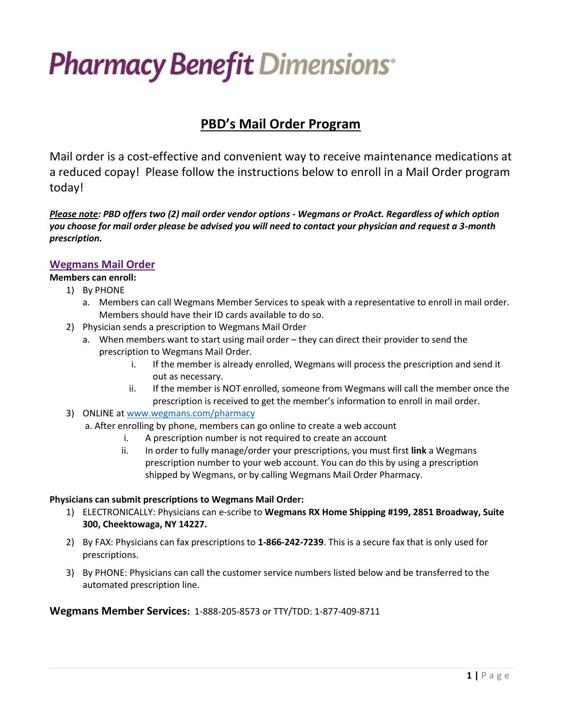# Pharmacy Benefit Dimensions

## PBD's Mail Order Program

Mail order is a cost-effective and convenient way to receive maintenance medications at a reduced copay! Please follow the instructions below to enroll in a Mail Order program today!

***Please note*: PBD offers two (2) mail order vendor options - Wegmans or ProAct. Regardless of which option you choose for mail order please be advised you will need to contact your physician and request a 3-month prescription.**

### Wegmans Mail Order

**Members can enroll:**

1) By PHONE
   a. Members can call Wegmans Member Services to speak with a representative to enroll in mail order. Members should have their ID cards available to do so.
2) Physician sends a prescription to Wegmans Mail Order
   a. When members want to start using mail order – they can direct their provider to send the prescription to Wegmans Mail Order.
      i. If the member is already enrolled, Wegmans will process the prescription and send it out as necessary.
      ii. If the member is NOT enrolled, someone from Wegmans will call the member once the prescription is received to get the member's information to enroll in mail order.
3) ONLINE at www.wegmans.com/pharmacy
   a. After enrolling by phone, members can go online to create a web account
      i. A prescription number is not required to create an account
      ii. In order to fully manage/order your prescriptions, you must first **link** a Wegmans prescription number to your web account. You can do this by using a prescription shipped by Wegmans, or by calling Wegmans Mail Order Pharmacy.

**Physicians can submit prescriptions to Wegmans Mail Order:**

1) ELECTRONICALLY: Physicians can e-scribe to **Wegmans RX Home Shipping #199, 2851 Broadway, Suite 300, Cheektowaga, NY 14227.**
2) By FAX: Physicians can fax prescriptions to **1-866-242-7239**. This is a secure fax that is only used for prescriptions.
3) By PHONE: Physicians can call the customer service numbers listed below and be transferred to the automated prescription line.

**Wegmans Member Services:** 1-888-205-8573 or TTY/TDD: 1-877-409-8711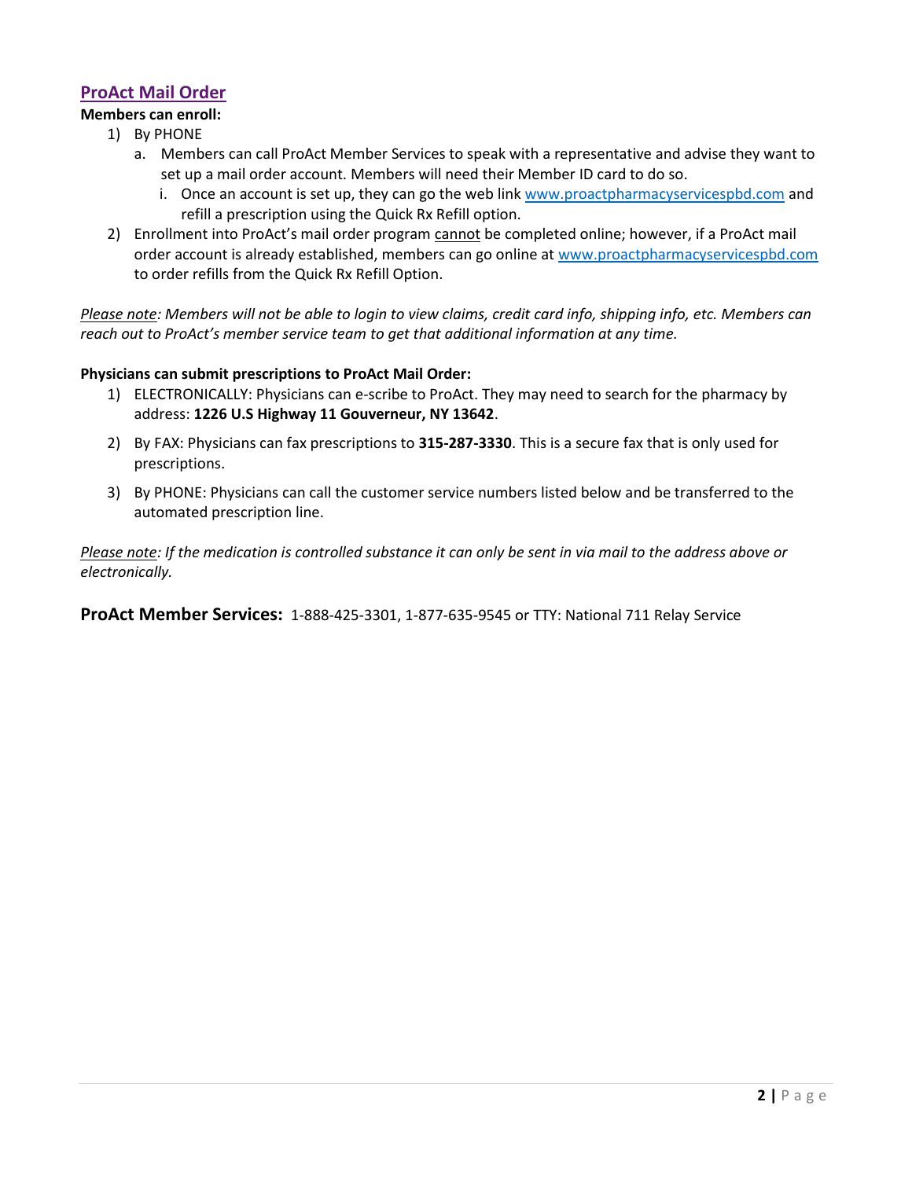## ProAct Mail Order

**Members can enroll:**

1) By PHONE
   a. Members can call ProAct Member Services to speak with a representative and advise they want to set up a mail order account. Members will need their Member ID card to do so.
      i. Once an account is set up, they can go the web link www.proactpharmacyservicespbd.com and refill a prescription using the Quick Rx Refill option.
2) Enrollment into ProAct's mail order program cannot be completed online; however, if a ProAct mail order account is already established, members can go online at www.proactpharmacyservicespbd.com to order refills from the Quick Rx Refill Option.

*Please note: Members will not be able to login to view claims, credit card info, shipping info, etc. Members can reach out to ProAct's member service team to get that additional information at any time.*

**Physicians can submit prescriptions to ProAct Mail Order:**

1) ELECTRONICALLY: Physicians can e-scribe to ProAct. They may need to search for the pharmacy by address: **1226 U.S Highway 11 Gouverneur, NY 13642**.
2) By FAX: Physicians can fax prescriptions to **315-287-3330**. This is a secure fax that is only used for prescriptions.
3) By PHONE: Physicians can call the customer service numbers listed below and be transferred to the automated prescription line.

*Please note: If the medication is controlled substance it can only be sent in via mail to the address above or electronically.*

**ProAct Member Services:** 1-888-425-3301, 1-877-635-9545 or TTY: National 711 Relay Service